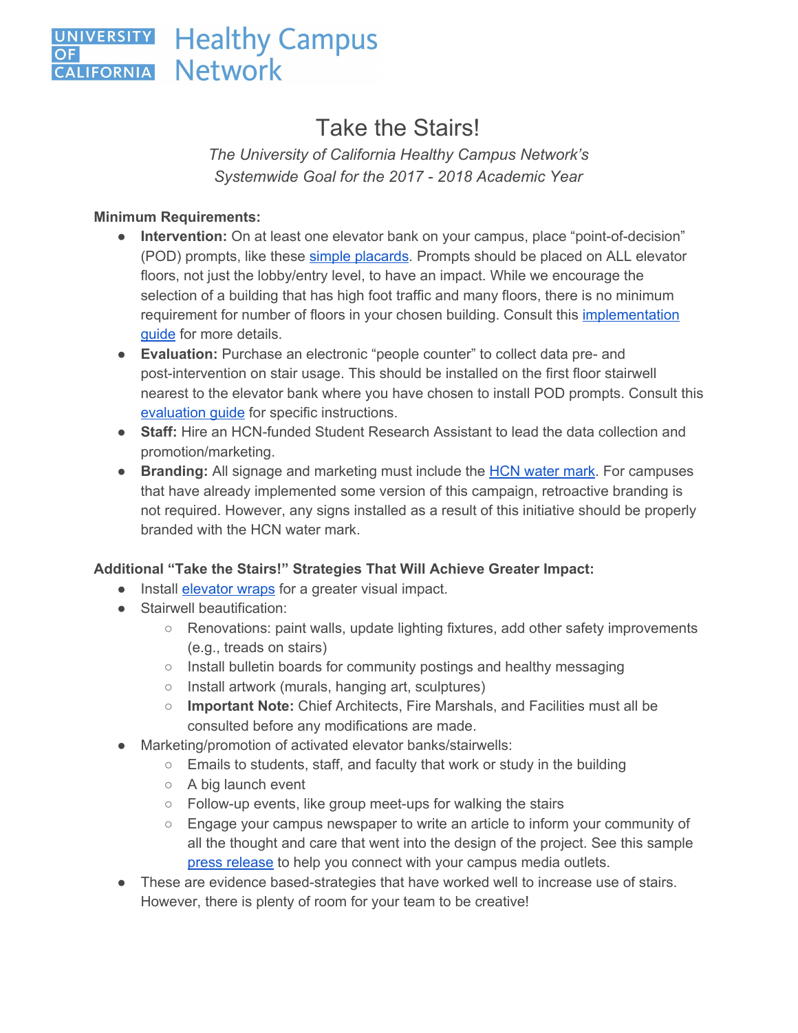UNIVERSITY OF CALIFORNIA Healthy Campus Network

# Take the Stairs!

*The University of California Healthy Campus Network's Systemwide Goal for the 2017 - 2018 Academic Year*

**Minimum Requirements:**

- **Intervention:** On at least one elevator bank on your campus, place "point-of-decision" (POD) prompts, like these simple placards. Prompts should be placed on ALL elevator floors, not just the lobby/entry level, to have an impact. While we encourage the selection of a building that has high foot traffic and many floors, there is no minimum requirement for number of floors in your chosen building. Consult this implementation guide for more details.
- **Evaluation:** Purchase an electronic "people counter" to collect data pre- and post-intervention on stair usage. This should be installed on the first floor stairwell nearest to the elevator bank where you have chosen to install POD prompts. Consult this evaluation guide for specific instructions.
- **Staff:** Hire an HCN-funded Student Research Assistant to lead the data collection and promotion/marketing.
- **Branding:** All signage and marketing must include the HCN water mark. For campuses that have already implemented some version of this campaign, retroactive branding is not required. However, any signs installed as a result of this initiative should be properly branded with the HCN water mark.

**Additional "Take the Stairs!" Strategies That Will Achieve Greater Impact:**

- Install elevator wraps for a greater visual impact.
- Stairwell beautification:
  - Renovations: paint walls, update lighting fixtures, add other safety improvements (e.g., treads on stairs)
  - Install bulletin boards for community postings and healthy messaging
  - Install artwork (murals, hanging art, sculptures)
  - **Important Note:** Chief Architects, Fire Marshals, and Facilities must all be consulted before any modifications are made.
- Marketing/promotion of activated elevator banks/stairwells:
  - Emails to students, staff, and faculty that work or study in the building
  - A big launch event
  - Follow-up events, like group meet-ups for walking the stairs
  - Engage your campus newspaper to write an article to inform your community of all the thought and care that went into the design of the project. See this sample press release to help you connect with your campus media outlets.
- These are evidence based-strategies that have worked well to increase use of stairs. However, there is plenty of room for your team to be creative!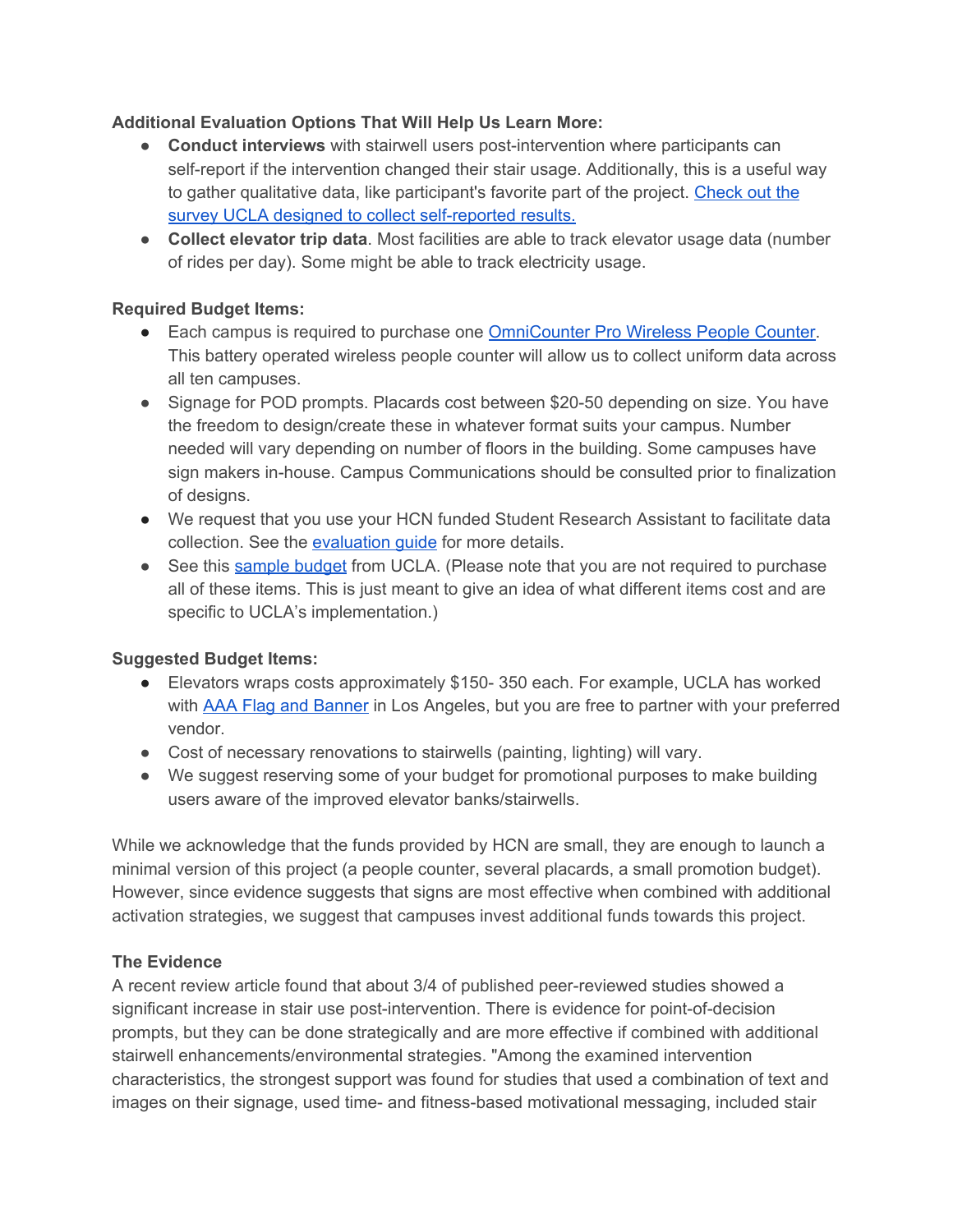**Additional Evaluation Options That Will Help Us Learn More:**

- **Conduct interviews** with stairwell users post-intervention where participants can self-report if the intervention changed their stair usage. Additionally, this is a useful way to gather qualitative data, like participant's favorite part of the project. Check out the survey UCLA designed to collect self-reported results.
- **Collect elevator trip data**. Most facilities are able to track elevator usage data (number of rides per day). Some might be able to track electricity usage.

**Required Budget Items:**

- Each campus is required to purchase one OmniCounter Pro Wireless People Counter. This battery operated wireless people counter will allow us to collect uniform data across all ten campuses.
- Signage for POD prompts. Placards cost between $20-50 depending on size. You have the freedom to design/create these in whatever format suits your campus. Number needed will vary depending on number of floors in the building. Some campuses have sign makers in-house. Campus Communications should be consulted prior to finalization of designs.
- We request that you use your HCN funded Student Research Assistant to facilitate data collection. See the evaluation guide for more details.
- See this sample budget from UCLA. (Please note that you are not required to purchase all of these items. This is just meant to give an idea of what different items cost and are specific to UCLA's implementation.)

**Suggested Budget Items:**

- Elevators wraps costs approximately $150- 350 each. For example, UCLA has worked with AAA Flag and Banner in Los Angeles, but you are free to partner with your preferred vendor.
- Cost of necessary renovations to stairwells (painting, lighting) will vary.
- We suggest reserving some of your budget for promotional purposes to make building users aware of the improved elevator banks/stairwells.

While we acknowledge that the funds provided by HCN are small, they are enough to launch a minimal version of this project (a people counter, several placards, a small promotion budget). However, since evidence suggests that signs are most effective when combined with additional activation strategies, we suggest that campuses invest additional funds towards this project.

**The Evidence**

A recent review article found that about 3/4 of published peer-reviewed studies showed a significant increase in stair use post-intervention. There is evidence for point-of-decision prompts, but they can be done strategically and are more effective if combined with additional stairwell enhancements/environmental strategies. "Among the examined intervention characteristics, the strongest support was found for studies that used a combination of text and images on their signage, used time- and fitness-based motivational messaging, included stair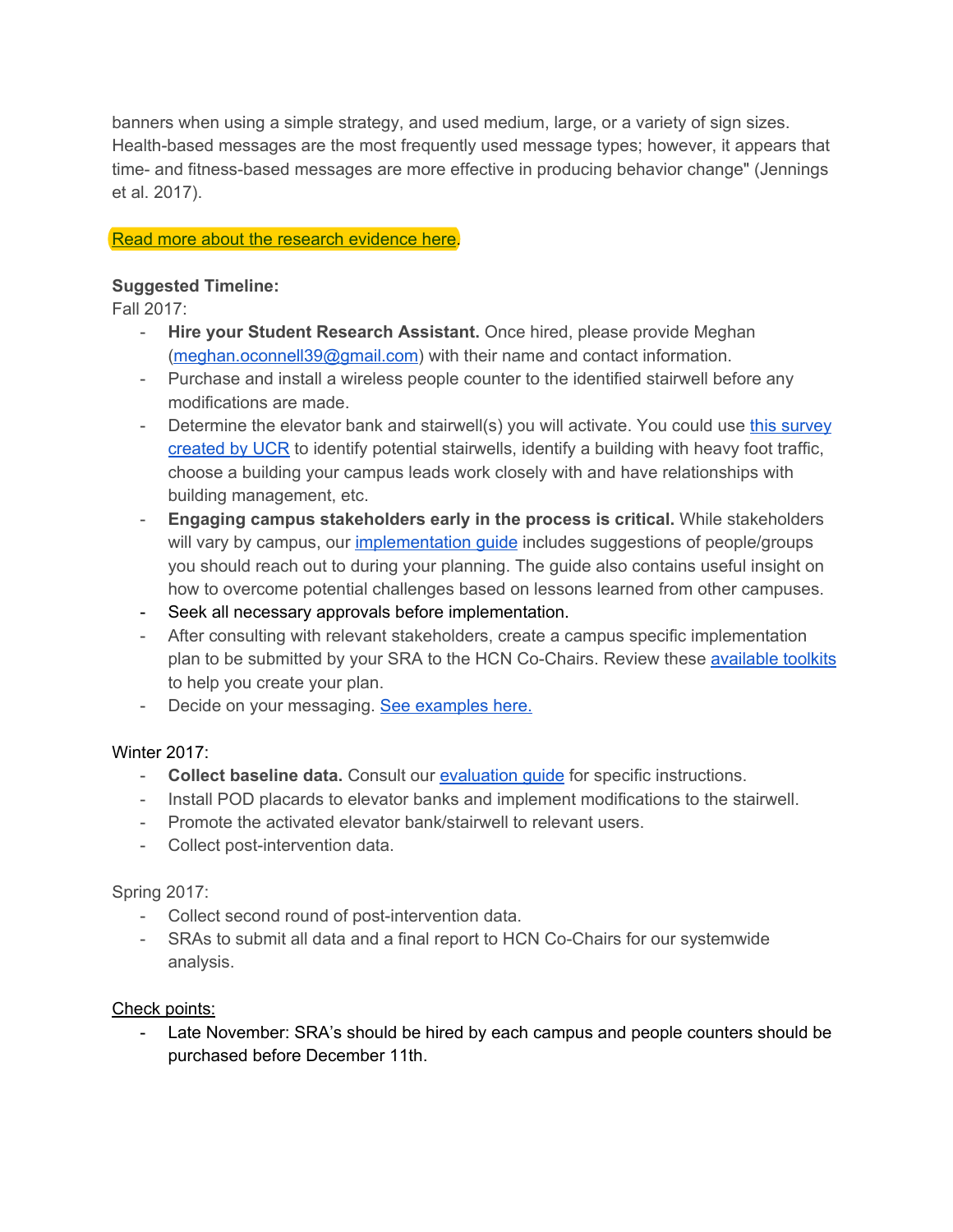banners when using a simple strategy, and used medium, large, or a variety of sign sizes. Health-based messages are the most frequently used message types; however, it appears that time- and fitness-based messages are more effective in producing behavior change" (Jennings et al. 2017).

Read more about the research evidence here.

**Suggested Timeline:**

Fall 2017:

- **Hire your Student Research Assistant.** Once hired, please provide Meghan (meghan.oconnell39@gmail.com) with their name and contact information.
- Purchase and install a wireless people counter to the identified stairwell before any modifications are made.
- Determine the elevator bank and stairwell(s) you will activate. You could use this survey created by UCR to identify potential stairwells, identify a building with heavy foot traffic, choose a building your campus leads work closely with and have relationships with building management, etc.
- **Engaging campus stakeholders early in the process is critical.** While stakeholders will vary by campus, our implementation guide includes suggestions of people/groups you should reach out to during your planning. The guide also contains useful insight on how to overcome potential challenges based on lessons learned from other campuses.
- Seek all necessary approvals before implementation.
- After consulting with relevant stakeholders, create a campus specific implementation plan to be submitted by your SRA to the HCN Co-Chairs. Review these available toolkits to help you create your plan.
- Decide on your messaging. See examples here.

Winter 2017:

- **Collect baseline data.** Consult our evaluation guide for specific instructions.
- Install POD placards to elevator banks and implement modifications to the stairwell.
- Promote the activated elevator bank/stairwell to relevant users.
- Collect post-intervention data.

Spring 2017:

- Collect second round of post-intervention data.
- SRAs to submit all data and a final report to HCN Co-Chairs for our systemwide analysis.

Check points:

- Late November: SRA's should be hired by each campus and people counters should be purchased before December 11th.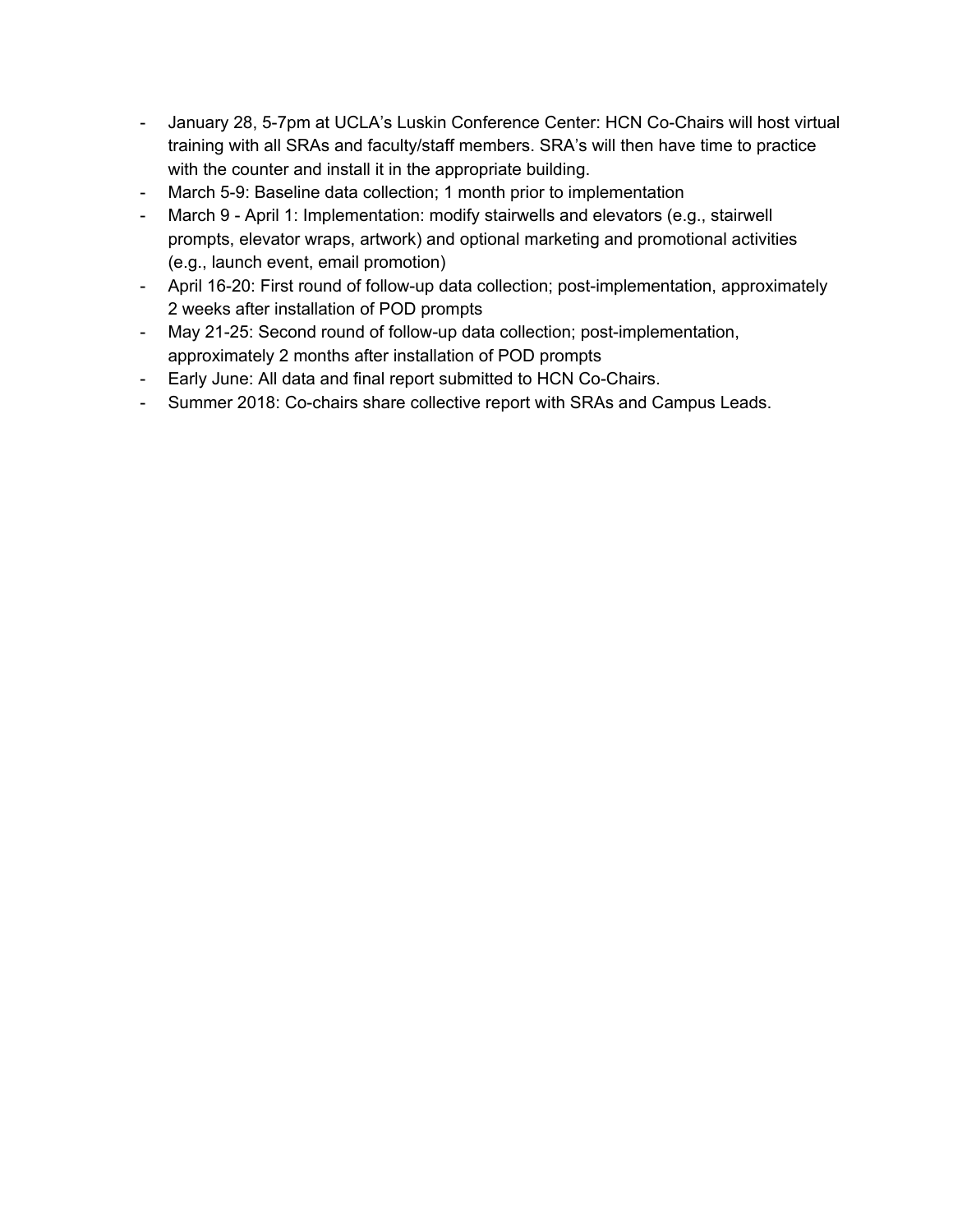- January 28, 5-7pm at UCLA's Luskin Conference Center: HCN Co-Chairs will host virtual training with all SRAs and faculty/staff members. SRA's will then have time to practice with the counter and install it in the appropriate building.
- March 5-9: Baseline data collection; 1 month prior to implementation
- March 9 - April 1: Implementation: modify stairwells and elevators (e.g., stairwell prompts, elevator wraps, artwork) and optional marketing and promotional activities (e.g., launch event, email promotion)
- April 16-20: First round of follow-up data collection; post-implementation, approximately 2 weeks after installation of POD prompts
- May 21-25: Second round of follow-up data collection; post-implementation, approximately 2 months after installation of POD prompts
- Early June: All data and final report submitted to HCN Co-Chairs.
- Summer 2018: Co-chairs share collective report with SRAs and Campus Leads.